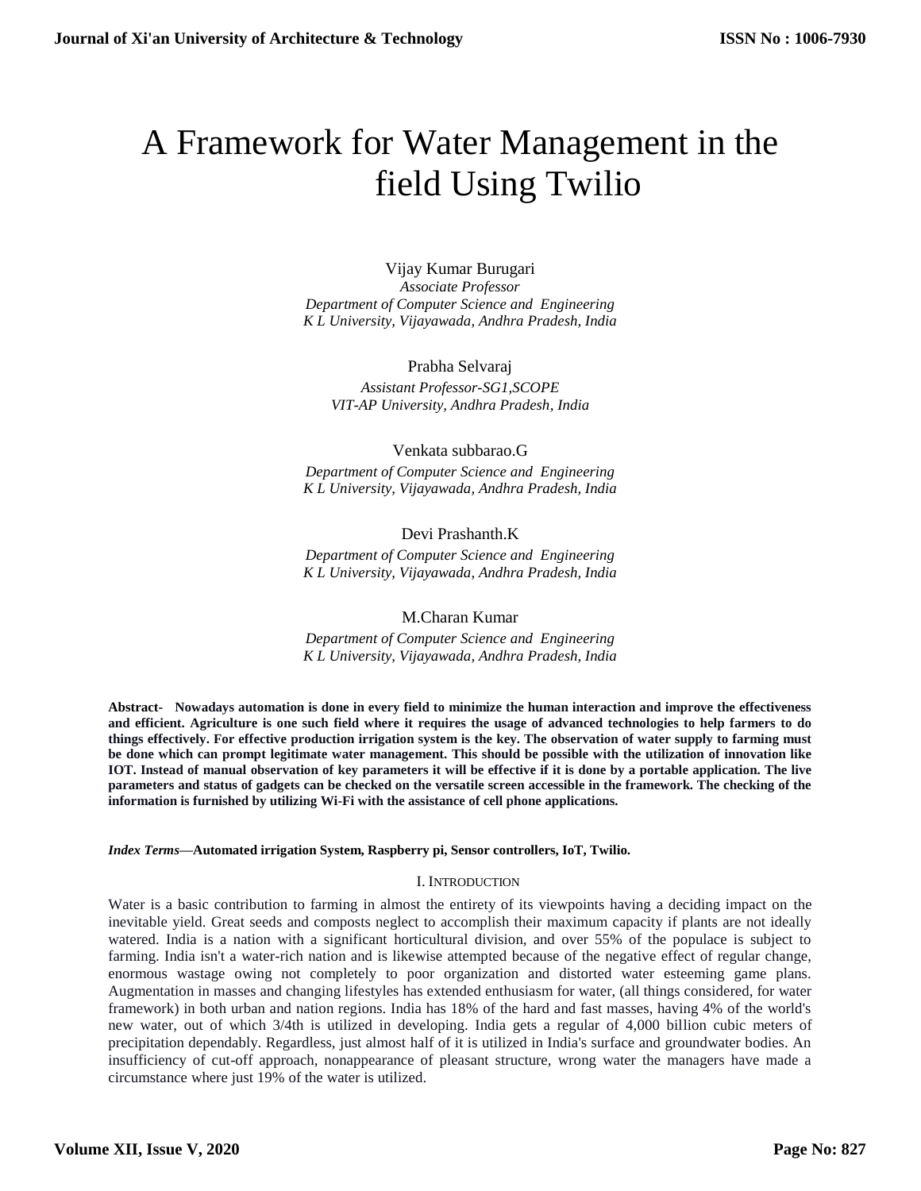# A Framework for Water Management in the field Using Twilio

Vijay Kumar Burugari
*Associate Professor*
*Department of Computer Science and Engineering*
*K L University, Vijayawada, Andhra Pradesh, India*

Prabha Selvaraj
*Assistant Professor-SG1,SCOPE*
*VIT-AP University, Andhra Pradesh, India*

Venkata subbarao.G
*Department of Computer Science and Engineering*
*K L University, Vijayawada, Andhra Pradesh, India*

Devi Prashanth.K
*Department of Computer Science and Engineering*
*K L University, Vijayawada, Andhra Pradesh, India*

M.Charan Kumar
*Department of Computer Science and Engineering*
*K L University, Vijayawada, Andhra Pradesh, India*

**Abstract- Nowadays automation is done in every field to minimize the human interaction and improve the effectiveness and efficient. Agriculture is one such field where it requires the usage of advanced technologies to help farmers to do things effectively. For effective production irrigation system is the key. The observation of water supply to farming must be done which can prompt legitimate water management. This should be possible with the utilization of innovation like IOT. Instead of manual observation of key parameters it will be effective if it is done by a portable application. The live parameters and status of gadgets can be checked on the versatile screen accessible in the framework. The checking of the information is furnished by utilizing Wi-Fi with the assistance of cell phone applications.**

***Index Terms*—Automated irrigation System, Raspberry pi, Sensor controllers, IoT, Twilio.**

## I. Introduction

Water is a basic contribution to farming in almost the entirety of its viewpoints having a deciding impact on the inevitable yield. Great seeds and composts neglect to accomplish their maximum capacity if plants are not ideally watered. India is a nation with a significant horticultural division, and over 55% of the populace is subject to farming. India isn't a water-rich nation and is likewise attempted because of the negative effect of regular change, enormous wastage owing not completely to poor organization and distorted water esteeming game plans. Augmentation in masses and changing lifestyles has extended enthusiasm for water, (all things considered, for water framework) in both urban and nation regions. India has 18% of the hard and fast masses, having 4% of the world's new water, out of which 3/4th is utilized in developing. India gets a regular of 4,000 billion cubic meters of precipitation dependably. Regardless, just almost half of it is utilized in India's surface and groundwater bodies. An insufficiency of cut-off approach, nonappearance of pleasant structure, wrong water the managers have made a circumstance where just 19% of the water is utilized.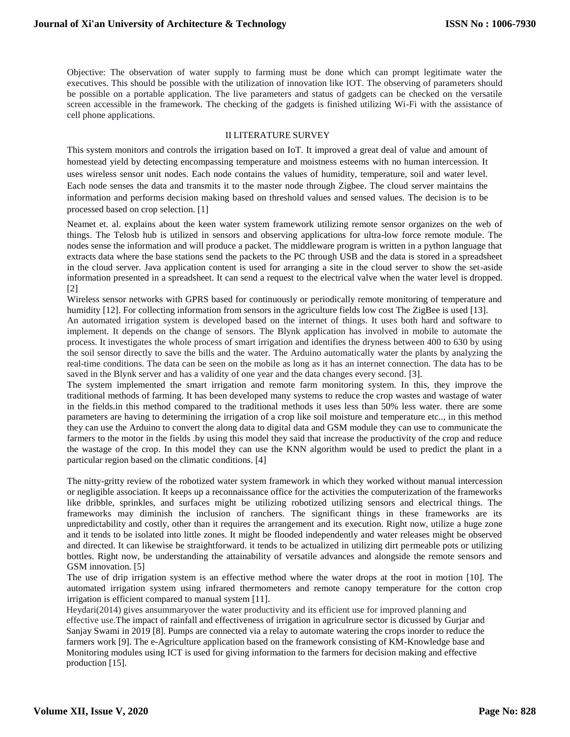Objective: The observation of water supply to farming must be done which can prompt legitimate water the executives. This should be possible with the utilization of innovation like IOT. The observing of parameters should be possible on a portable application. The live parameters and status of gadgets can be checked on the versatile screen accessible in the framework. The checking of the gadgets is finished utilizing Wi-Fi with the assistance of cell phone applications.

## II LITERATURE SURVEY

This system monitors and controls the irrigation based on IoT. It improved a great deal of value and amount of homestead yield by detecting encompassing temperature and moistness esteems with no human intercession. It uses wireless sensor unit nodes. Each node contains the values of humidity, temperature, soil and water level. Each node senses the data and transmits it to the master node through Zigbee. The cloud server maintains the information and performs decision making based on threshold values and sensed values. The decision is to be processed based on crop selection. [1]

Neamet et. al. explains about the keen water system framework utilizing remote sensor organizes on the web of things. The Telosb hub is utilized in sensors and observing applications for ultra-low force remote module. The nodes sense the information and will produce a packet. The middleware program is written in a python language that extracts data where the base stations send the packets to the PC through USB and the data is stored in a spreadsheet in the cloud server. Java application content is used for arranging a site in the cloud server to show the set-aside information presented in a spreadsheet. It can send a request to the electrical valve when the water level is dropped. [2]

Wireless sensor networks with GPRS based for continuously or periodically remote monitoring of temperature and humidity [12]. For collecting information from sensors in the agriculture fields low cost The ZigBee is used [13].

An automated irrigation system is developed based on the internet of things. It uses both hard and software to implement. It depends on the change of sensors. The Blynk application has involved in mobile to automate the process. It investigates the whole process of smart irrigation and identifies the dryness between 400 to 630 by using the soil sensor directly to save the bills and the water. The Arduino automatically water the plants by analyzing the real-time conditions. The data can be seen on the mobile as long as it has an internet connection. The data has to be saved in the Blynk server and has a validity of one year and the data changes every second. [3].

The system implemented the smart irrigation and remote farm monitoring system. In this, they improve the traditional methods of farming. It has been developed many systems to reduce the crop wastes and wastage of water in the fields.in this method compared to the traditional methods it uses less than 50% less water. there are some parameters are having to determining the irrigation of a crop like soil moisture and temperature etc.., in this method they can use the Arduino to convert the along data to digital data and GSM module they can use to communicate the farmers to the motor in the fields .by using this model they said that increase the productivity of the crop and reduce the wastage of the crop. In this model they can use the KNN algorithm would be used to predict the plant in a particular region based on the climatic conditions. [4]

The nitty-gritty review of the robotized water system framework in which they worked without manual intercession or negligible association. It keeps up a reconnaissance office for the activities the computerization of the frameworks like dribble, sprinkles, and surfaces might be utilizing robotized utilizing sensors and electrical things. The frameworks may diminish the inclusion of ranchers. The significant things in these frameworks are its unpredictability and costly, other than it requires the arrangement and its execution. Right now, utilize a huge zone and it tends to be isolated into little zones. It might be flooded independently and water releases might be observed and directed. It can likewise be straightforward. it tends to be actualized in utilizing dirt permeable pots or utilizing bottles. Right now, be understanding the attainability of versatile advances and alongside the remote sensors and GSM innovation. [5]

The use of drip irrigation system is an effective method where the water drops at the root in motion [10]. The automated irrigation system using infrared thermometers and remote canopy temperature for the cotton crop irrigation is efficient compared to manual system [11].

Heydari(2014) gives ansummaryover the water productivity and its efficient use for improved planning and effective use.The impact of rainfall and effectiveness of irrigation in agriculrure sector is dicussed by Gurjar and Sanjay Swami in 2019 [8]. Pumps are connected via a relay to automate watering the crops inorder to reduce the farmers work [9]. The e-Agriculture application based on the framework consisting of KM-Knowledge base and Monitoring modules using ICT is used for giving information to the farmers for decision making and effective production [15].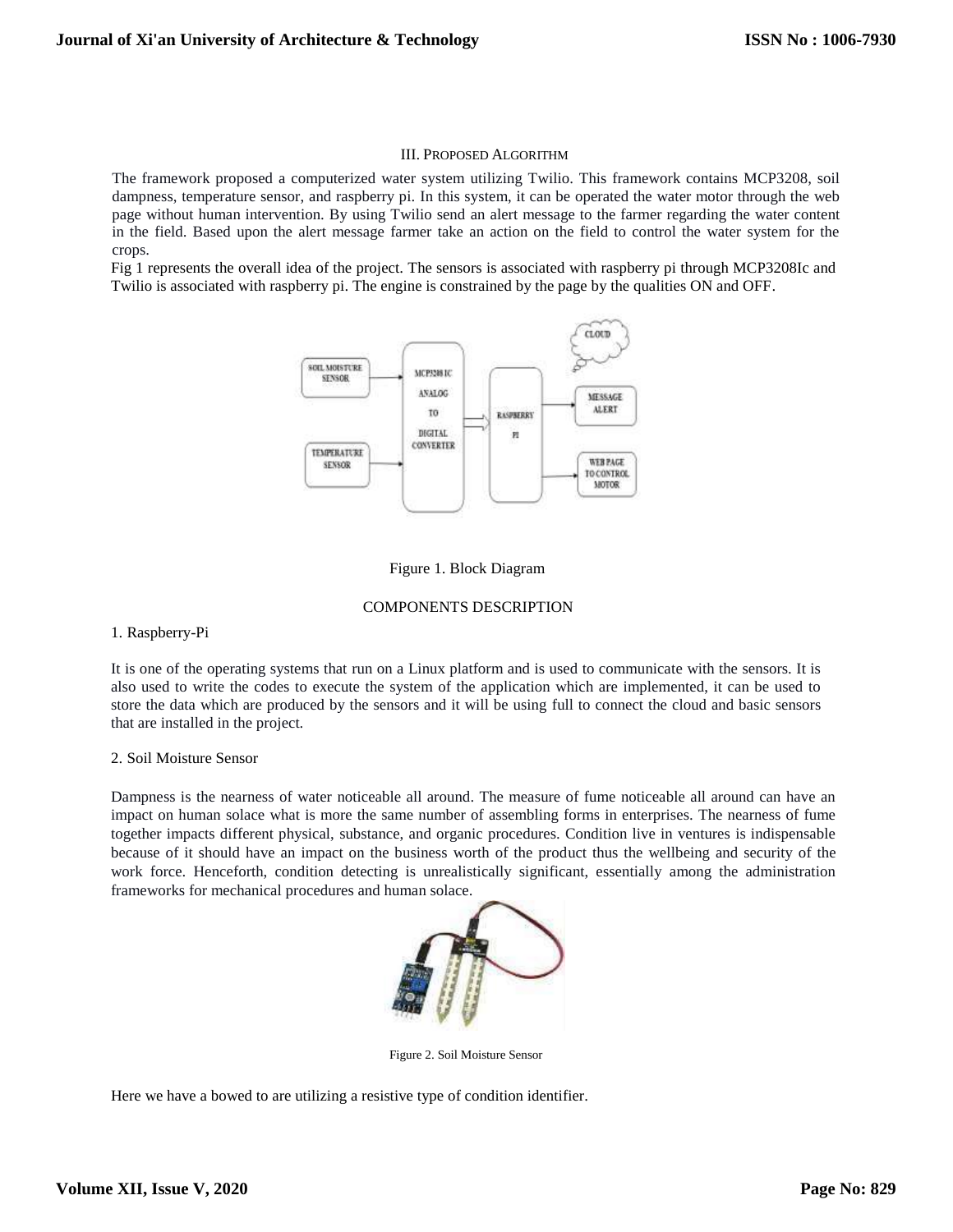## III. PROPOSED ALGORITHM

The framework proposed a computerized water system utilizing Twilio. This framework contains MCP3208, soil dampness, temperature sensor, and raspberry pi. In this system, it can be operated the water motor through the web page without human intervention. By using Twilio send an alert message to the farmer regarding the water content in the field. Based upon the alert message farmer take an action on the field to control the water system for the crops.

Fig 1 represents the overall idea of the project. The sensors is associated with raspberry pi through MCP3208Ic and Twilio is associated with raspberry pi. The engine is constrained by the page by the qualities ON and OFF.

Figure 1. Block Diagram

## COMPONENTS DESCRIPTION

### 1. Raspberry-Pi

It is one of the operating systems that run on a Linux platform and is used to communicate with the sensors. It is also used to write the codes to execute the system of the application which are implemented, it can be used to store the data which are produced by the sensors and it will be using full to connect the cloud and basic sensors that are installed in the project.

### 2. Soil Moisture Sensor

Dampness is the nearness of water noticeable all around. The measure of fume noticeable all around can have an impact on human solace what is more the same number of assembling forms in enterprises. The nearness of fume together impacts different physical, substance, and organic procedures. Condition live in ventures is indispensable because of it should have an impact on the business worth of the product thus the wellbeing and security of the work force. Henceforth, condition detecting is unrealistically significant, essentially among the administration frameworks for mechanical procedures and human solace.

Figure 2. Soil Moisture Sensor

Here we have a bowed to are utilizing a resistive type of condition identifier.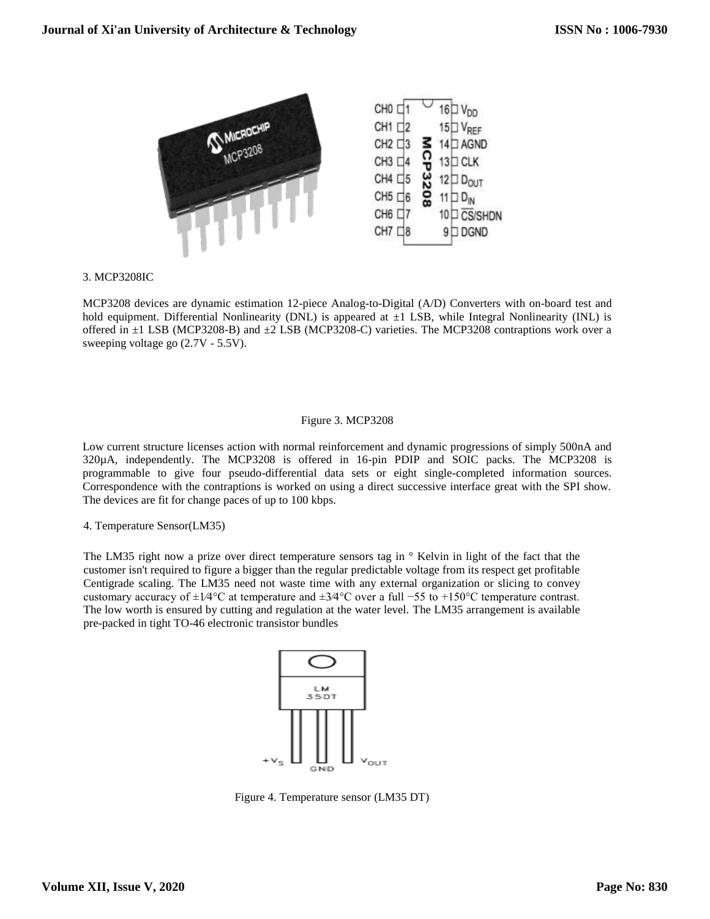3. MCP3208IC

MCP3208 devices are dynamic estimation 12-piece Analog-to-Digital (A/D) Converters with on-board test and hold equipment. Differential Nonlinearity (DNL) is appeared at ±1 LSB, while Integral Nonlinearity (INL) is offered in ±1 LSB (MCP3208-B) and ±2 LSB (MCP3208-C) varieties. The MCP3208 contraptions work over a sweeping voltage go (2.7V - 5.5V).

Figure 3. MCP3208

Low current structure licenses action with normal reinforcement and dynamic progressions of simply 500nA and 320µA, independently. The MCP3208 is offered in 16-pin PDIP and SOIC packs. The MCP3208 is programmable to give four pseudo-differential data sets or eight single-completed information sources. Correspondence with the contraptions is worked on using a direct successive interface great with the SPI show. The devices are fit for change paces of up to 100 kbps.

4. Temperature Sensor(LM35)

The LM35 right now a prize over direct temperature sensors tag in ° Kelvin in light of the fact that the customer isn't required to figure a bigger than the regular predictable voltage from its respect get profitable Centigrade scaling. The LM35 need not waste time with any external organization or slicing to convey customary accuracy of ±1⁄4°C at temperature and ±3⁄4°C over a full −55 to +150°C temperature contrast. The low worth is ensured by cutting and regulation at the water level. The LM35 arrangement is available pre-packed in tight TO-46 electronic transistor bundles

Figure 4. Temperature sensor (LM35 DT)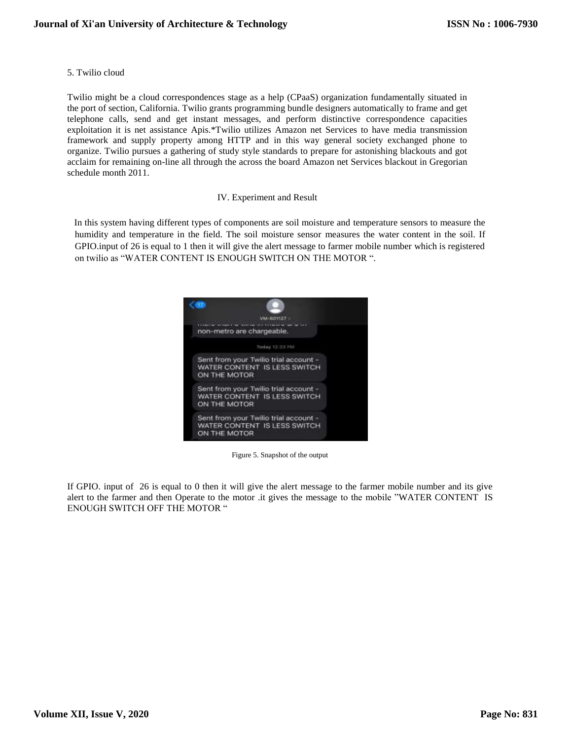5. Twilio cloud

Twilio might be a cloud correspondences stage as a help (CPaaS) organization fundamentally situated in the port of section, California. Twilio grants programming bundle designers automatically to frame and get telephone calls, send and get instant messages, and perform distinctive correspondence capacities exploitation it is net assistance Apis.*Twilio utilizes Amazon net Services to have media transmission framework and supply property among HTTP and in this way general society exchanged phone to organize. Twilio pursues a gathering of study style standards to prepare for astonishing blackouts and got acclaim for remaining on-line all through the across the board Amazon net Services blackout in Gregorian schedule month 2011.

## IV. Experiment and Result

In this system having different types of components are soil moisture and temperature sensors to measure the humidity and temperature in the field. The soil moisture sensor measures the water content in the soil. If GPIO.input of 26 is equal to 1 then it will give the alert message to farmer mobile number which is registered on twilio as "WATER CONTENT IS ENOUGH SWITCH ON THE MOTOR ".

Figure 5. Snapshot of the output

If GPIO. input of 26 is equal to 0 then it will give the alert message to the farmer mobile number and its give alert to the farmer and then Operate to the motor .it gives the message to the mobile "WATER CONTENT IS ENOUGH SWITCH OFF THE MOTOR "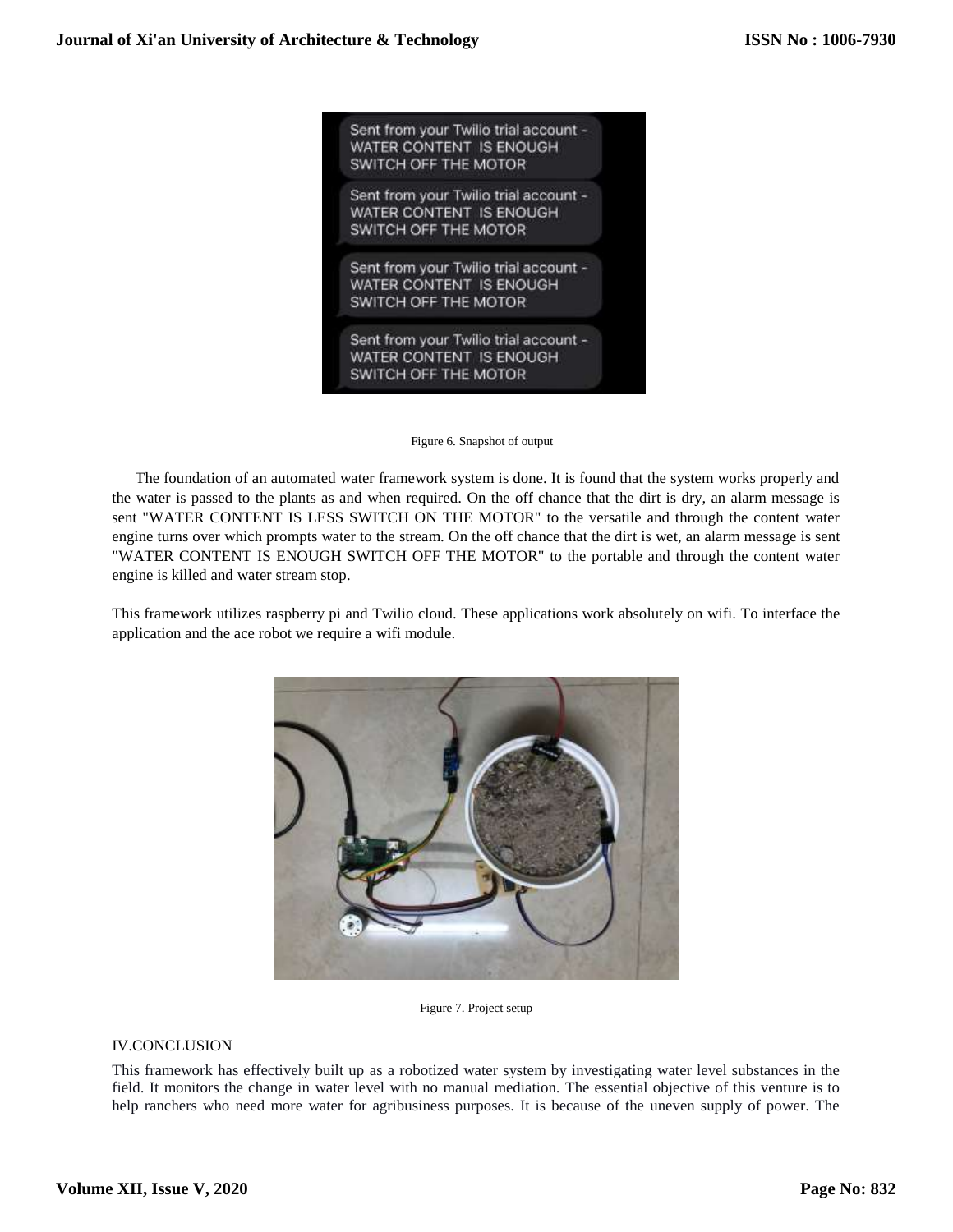Figure 6. Snapshot of output

The foundation of an automated water framework system is done. It is found that the system works properly and the water is passed to the plants as and when required. On the off chance that the dirt is dry, an alarm message is sent "WATER CONTENT IS LESS SWITCH ON THE MOTOR" to the versatile and through the content water engine turns over which prompts water to the stream. On the off chance that the dirt is wet, an alarm message is sent "WATER CONTENT IS ENOUGH SWITCH OFF THE MOTOR" to the portable and through the content water engine is killed and water stream stop.

This framework utilizes raspberry pi and Twilio cloud. These applications work absolutely on wifi. To interface the application and the ace robot we require a wifi module.

Figure 7. Project setup

## IV.CONCLUSION

This framework has effectively built up as a robotized water system by investigating water level substances in the field. It monitors the change in water level with no manual mediation. The essential objective of this venture is to help ranchers who need more water for agribusiness purposes. It is because of the uneven supply of power. The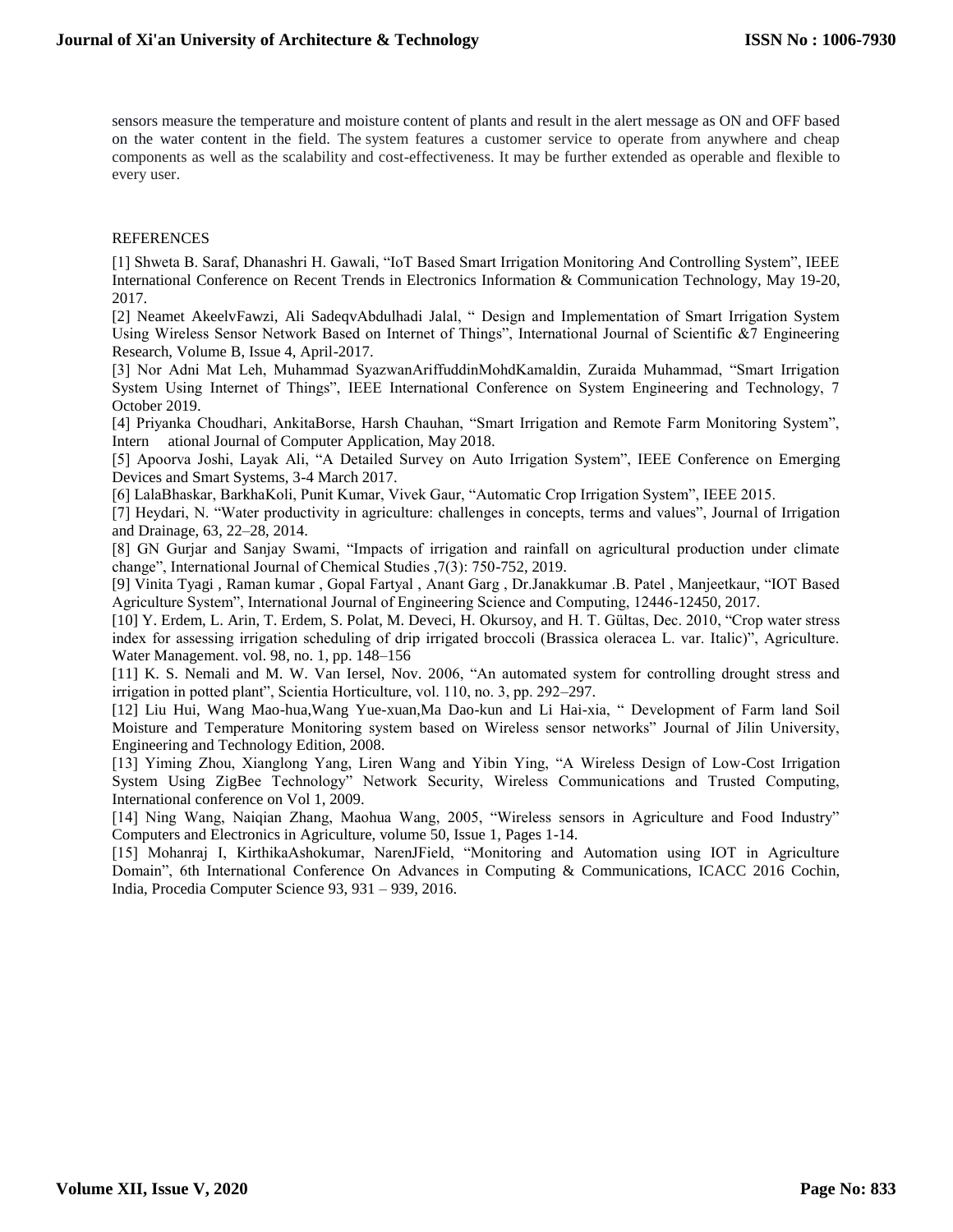sensors measure the temperature and moisture content of plants and result in the alert message as ON and OFF based on the water content in the field. The system features a customer service to operate from anywhere and cheap components as well as the scalability and cost-effectiveness. It may be further extended as operable and flexible to every user.

## REFERENCES

[1] Shweta B. Saraf, Dhanashri H. Gawali, "IoT Based Smart Irrigation Monitoring And Controlling System", IEEE International Conference on Recent Trends in Electronics Information & Communication Technology, May 19-20, 2017.

[2] Neamet AkeelvFawzi, Ali SadeqvAbdulhadi Jalal, " Design and Implementation of Smart Irrigation System Using Wireless Sensor Network Based on Internet of Things", International Journal of Scientific &7 Engineering Research, Volume B, Issue 4, April-2017.

[3] Nor Adni Mat Leh, Muhammad SyazwanAriffuddinMohdKamaldin, Zuraida Muhammad, "Smart Irrigation System Using Internet of Things", IEEE International Conference on System Engineering and Technology, 7 October 2019.

[4] Priyanka Choudhari, AnkitaBorse, Harsh Chauhan, "Smart Irrigation and Remote Farm Monitoring System", Intern ational Journal of Computer Application, May 2018.

[5] Apoorva Joshi, Layak Ali, "A Detailed Survey on Auto Irrigation System", IEEE Conference on Emerging Devices and Smart Systems, 3-4 March 2017.

[6] LalaBhaskar, BarkhaKoli, Punit Kumar, Vivek Gaur, "Automatic Crop Irrigation System", IEEE 2015.

[7] Heydari, N. "Water productivity in agriculture: challenges in concepts, terms and values", Journal of Irrigation and Drainage, 63, 22–28, 2014.

[8] GN Gurjar and Sanjay Swami, "Impacts of irrigation and rainfall on agricultural production under climate change", International Journal of Chemical Studies ,7(3): 750-752, 2019.

[9] Vinita Tyagi , Raman kumar , Gopal Fartyal , Anant Garg , Dr.Janakkumar .B. Patel , Manjeetkaur, "IOT Based Agriculture System", International Journal of Engineering Science and Computing, 12446-12450, 2017.

[10] Y. Erdem, L. Arin, T. Erdem, S. Polat, M. Deveci, H. Okursoy, and H. T. Gültas, Dec. 2010, "Crop water stress index for assessing irrigation scheduling of drip irrigated broccoli (Brassica oleracea L. var. Italic)", Agriculture. Water Management. vol. 98, no. 1, pp. 148–156

[11] K. S. Nemali and M. W. Van Iersel, Nov. 2006, "An automated system for controlling drought stress and irrigation in potted plant", Scientia Horticulture, vol. 110, no. 3, pp. 292–297.

[12] Liu Hui, Wang Mao-hua,Wang Yue-xuan,Ma Dao-kun and Li Hai-xia, " Development of Farm land Soil Moisture and Temperature Monitoring system based on Wireless sensor networks" Journal of Jilin University, Engineering and Technology Edition, 2008.

[13] Yiming Zhou, Xianglong Yang, Liren Wang and Yibin Ying, "A Wireless Design of Low-Cost Irrigation System Using ZigBee Technology" Network Security, Wireless Communications and Trusted Computing, International conference on Vol 1, 2009.

[14] Ning Wang, Naiqian Zhang, Maohua Wang, 2005, "Wireless sensors in Agriculture and Food Industry" Computers and Electronics in Agriculture, volume 50, Issue 1, Pages 1-14.

[15] Mohanraj I, KirthikaAshokumar, NarenJField, "Monitoring and Automation using IOT in Agriculture Domain", 6th International Conference On Advances in Computing & Communications, ICACC 2016 Cochin, India, Procedia Computer Science 93, 931 – 939, 2016.